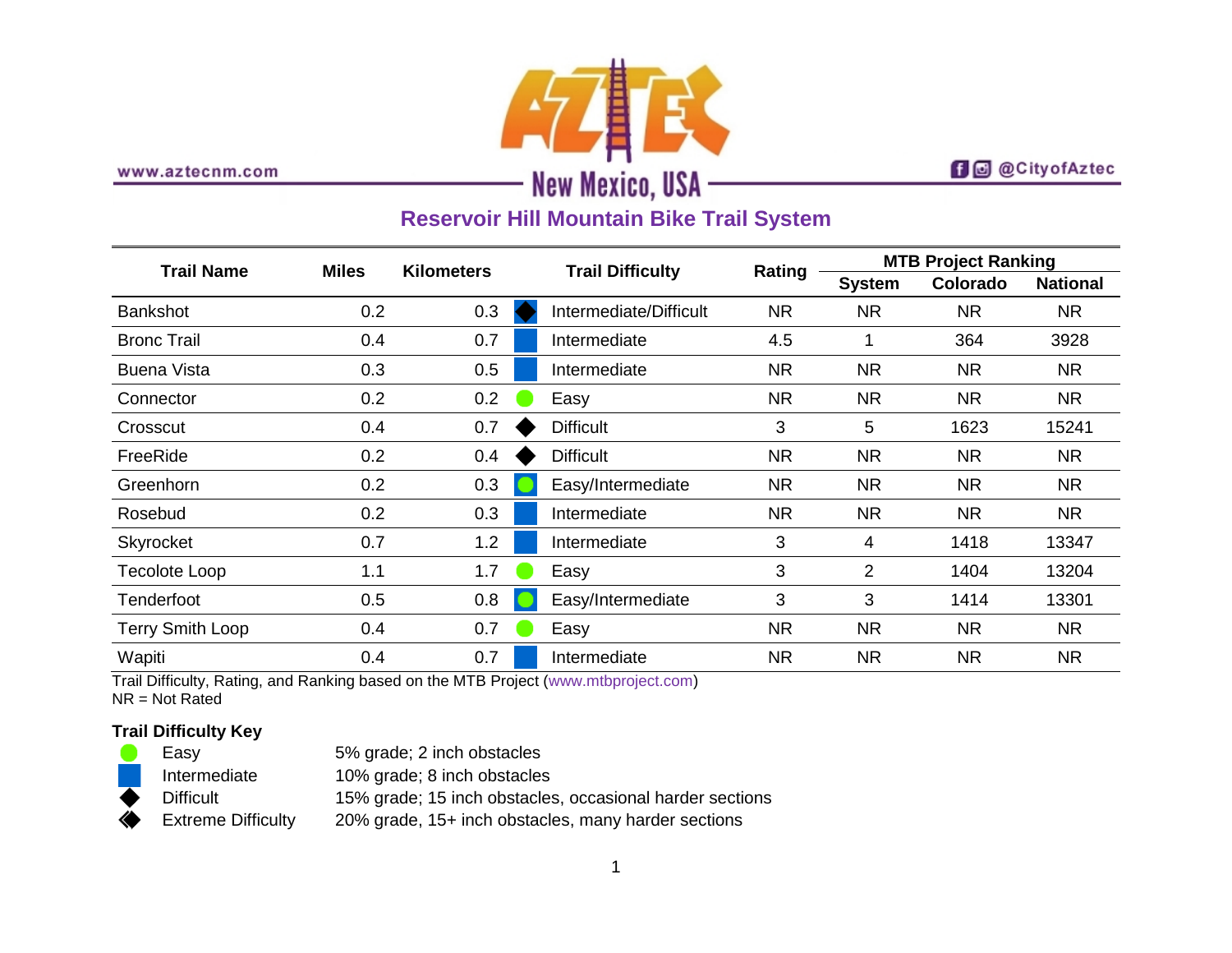www.aztecnm.com

AZTEC New Mexico, USA

@CityofAztec

## Reservoir Hill Mountain Bike Trail System

| Trail Name | Miles | Kilometers | Trail Difficulty | Rating | MTB Project Ranking | | |
|---|---|---|---|---|---|---|---|
| | | | | | System | Colorado | National |
| Bankshot | 0.2 | 0.3 | Intermediate/Difficult | NR | NR | NR | NR |
| Bronc Trail | 0.4 | 0.7 | Intermediate | 4.5 | 1 | 364 | 3928 |
| Buena Vista | 0.3 | 0.5 | Intermediate | NR | NR | NR | NR |
| Connector | 0.2 | 0.2 | Easy | NR | NR | NR | NR |
| Crosscut | 0.4 | 0.7 | Difficult | 3 | 5 | 1623 | 15241 |
| FreeRide | 0.2 | 0.4 | Difficult | NR | NR | NR | NR |
| Greenhorn | 0.2 | 0.3 | Easy/Intermediate | NR | NR | NR | NR |
| Rosebud | 0.2 | 0.3 | Intermediate | NR | NR | NR | NR |
| Skyrocket | 0.7 | 1.2 | Intermediate | 3 | 4 | 1418 | 13347 |
| Tecolote Loop | 1.1 | 1.7 | Easy | 3 | 2 | 1404 | 13204 |
| Tenderfoot | 0.5 | 0.8 | Easy/Intermediate | 3 | 3 | 1414 | 13301 |
| Terry Smith Loop | 0.4 | 0.7 | Easy | NR | NR | NR | NR |
| Wapiti | 0.4 | 0.7 | Intermediate | NR | NR | NR | NR |

Trail Difficulty, Rating, and Ranking based on the MTB Project (www.mtbproject.com)
NR = Not Rated

**Trail Difficulty Key**

| Symbol | Difficulty | Description |
|---|---|---|
| ● | Easy | 5% grade; 2 inch obstacles |
| ■ | Intermediate | 10% grade; 8 inch obstacles |
| ◆ | Difficult | 15% grade; 15 inch obstacles, occasional harder sections |
| ◆◆ | Extreme Difficulty | 20% grade, 15+ inch obstacles, many harder sections |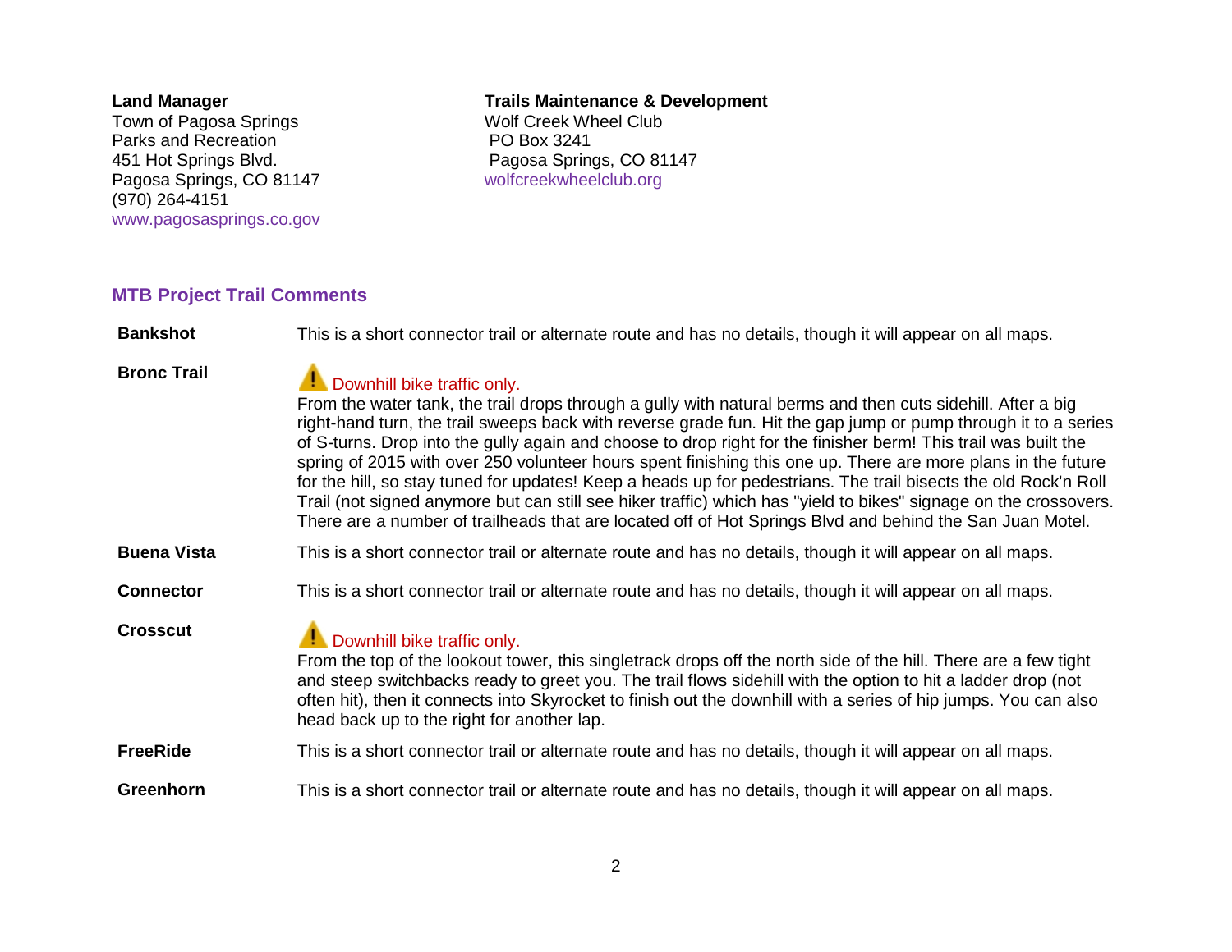**Land Manager**
Town of Pagosa Springs
Parks and Recreation
451 Hot Springs Blvd.
Pagosa Springs, CO 81147
(970) 264-4151
www.pagosasprings.co.gov

**Trails Maintenance & Development**
Wolf Creek Wheel Club
PO Box 3241
Pagosa Springs, CO 81147
wolfcreekwheelclub.org

## MTB Project Trail Comments

**Bankshot**

This is a short connector trail or alternate route and has no details, though it will appear on all maps.

**Bronc Trail**

⚠ Downhill bike traffic only.

From the water tank, the trail drops through a gully with natural berms and then cuts sidehill. After a big right-hand turn, the trail sweeps back with reverse grade fun. Hit the gap jump or pump through it to a series of S-turns. Drop into the gully again and choose to drop right for the finisher berm! This trail was built the spring of 2015 with over 250 volunteer hours spent finishing this one up. There are more plans in the future for the hill, so stay tuned for updates! Keep a heads up for pedestrians. The trail bisects the old Rock'n Roll Trail (not signed anymore but can still see hiker traffic) which has "yield to bikes" signage on the crossovers. There are a number of trailheads that are located off of Hot Springs Blvd and behind the San Juan Motel.

**Buena Vista**

This is a short connector trail or alternate route and has no details, though it will appear on all maps.

**Connector**

This is a short connector trail or alternate route and has no details, though it will appear on all maps.

**Crosscut**

⚠ Downhill bike traffic only.

From the top of the lookout tower, this singletrack drops off the north side of the hill. There are a few tight and steep switchbacks ready to greet you. The trail flows sidehill with the option to hit a ladder drop (not often hit), then it connects into Skyrocket to finish out the downhill with a series of hip jumps. You can also head back up to the right for another lap.

**FreeRide**

This is a short connector trail or alternate route and has no details, though it will appear on all maps.

**Greenhorn**

This is a short connector trail or alternate route and has no details, though it will appear on all maps.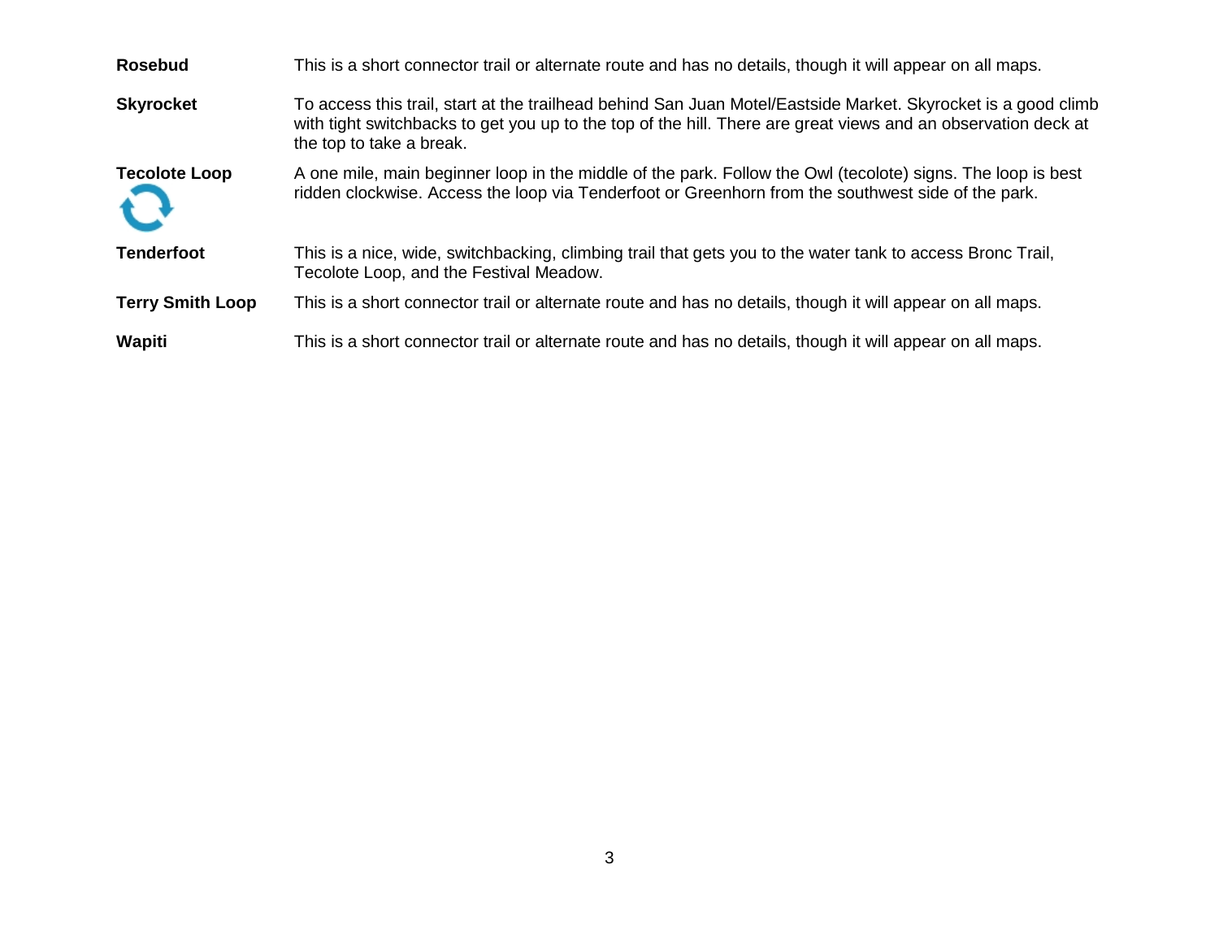| | |
|---|---|
| **Rosebud** | This is a short connector trail or alternate route and has no details, though it will appear on all maps. |
| **Skyrocket** | To access this trail, start at the trailhead behind San Juan Motel/Eastside Market. Skyrocket is a good climb with tight switchbacks to get you up to the top of the hill. There are great views and an observation deck at the top to take a break. |
| **Tecolote Loop** | A one mile, main beginner loop in the middle of the park. Follow the Owl (tecolote) signs. The loop is best ridden clockwise. Access the loop via Tenderfoot or Greenhorn from the southwest side of the park. |
| **Tenderfoot** | This is a nice, wide, switchbacking, climbing trail that gets you to the water tank to access Bronc Trail, Tecolote Loop, and the Festival Meadow. |
| **Terry Smith Loop** | This is a short connector trail or alternate route and has no details, though it will appear on all maps. |
| **Wapiti** | This is a short connector trail or alternate route and has no details, though it will appear on all maps. |